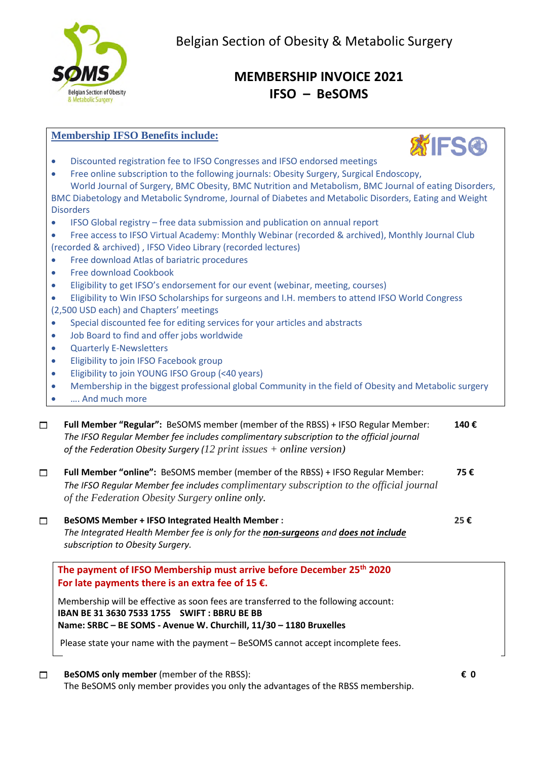Belgian Section of Obesity & Metabolic Surgery

# MEMBERSHIP INVOICE 2021
# IFSO – BeSOMS

## Membership IFSO Benefits include:

- Discounted registration fee to IFSO Congresses and IFSO endorsed meetings
- Free online subscription to the following journals: Obesity Surgery, Surgical Endoscopy, World Journal of Surgery, BMC Obesity, BMC Nutrition and Metabolism, BMC Journal of eating Disorders, BMC Diabetology and Metabolic Syndrome, Journal of Diabetes and Metabolic Disorders, Eating and Weight Disorders
- IFSO Global registry – free data submission and publication on annual report
- Free access to IFSO Virtual Academy: Monthly Webinar (recorded & archived), Monthly Journal Club (recorded & archived) , IFSO Video Library (recorded lectures)
- Free download Atlas of bariatric procedures
- Free download Cookbook
- Eligibility to get IFSO's endorsement for our event (webinar, meeting, courses)
- Eligibility to Win IFSO Scholarships for surgeons and I.H. members to attend IFSO World Congress (2,500 USD each) and Chapters' meetings
- Special discounted fee for editing services for your articles and abstracts
- Job Board to find and offer jobs worldwide
- Quarterly E-Newsletters
- Eligibility to join IFSO Facebook group
- Eligibility to join YOUNG IFSO Group (<40 years)
- Membership in the biggest professional global Community in the field of Obesity and Metabolic surgery
- …. And much more

☐ **Full Member "Regular":** BeSOMS member (member of the RBSS) + IFSO Regular Member: **140 €**
*The IFSO Regular Member fee includes complimentary subscription to the official journal of the Federation Obesity Surgery (12 print issues + online version)*

☐ **Full Member "online":** BeSOMS member (member of the RBSS) + IFSO Regular Member: **75 €**
*The IFSO Regular Member fee includes complimentary subscription to the official journal of the Federation Obesity Surgery online only.*

☐ **BeSOMS Member + IFSO Integrated Health Member :** **25 €**
*The Integrated Health Member fee is only for the **non-surgeons** and **does not include** subscription to Obesity Surgery.*

**The payment of IFSO Membership must arrive before December 25th 2020**
**For late payments there is an extra fee of 15 €.**

Membership will be effective as soon fees are transferred to the following account:
**IBAN BE 31 3630 7533 1755 SWIFT : BBRU BE BB**
**Name: SRBC – BE SOMS - Avenue W. Churchill, 11/30 – 1180 Bruxelles**

Please state your name with the payment – BeSOMS cannot accept incomplete fees.

☐ **BeSOMS only member** (member of the RBSS): **€ 0**
The BeSOMS only member provides you only the advantages of the RBSS membership.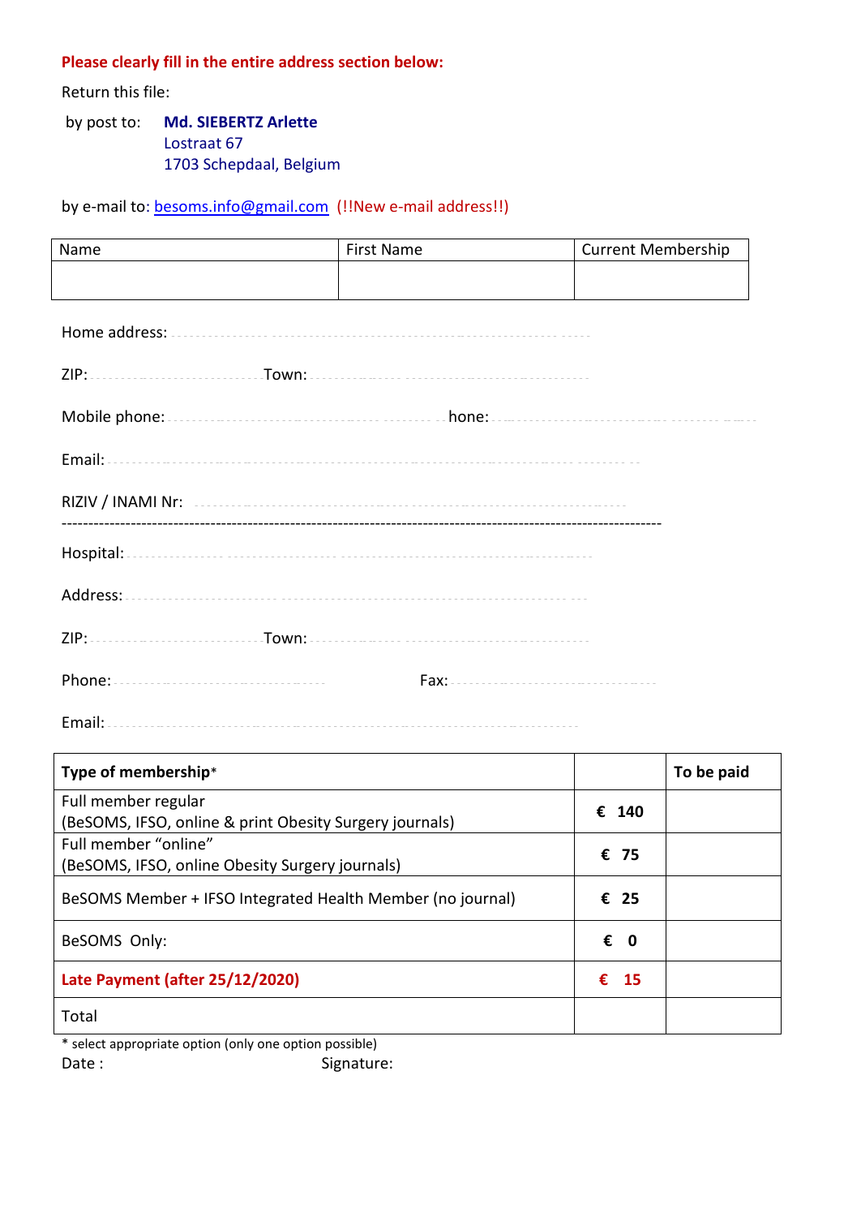**Please clearly fill in the entire address section below:**

Return this file:

by post to: **Md. SIEBERTZ Arlette**
Lostraat 67
1703 Schepdaal, Belgium

by e-mail to: besoms.info@gmail.com (!!New e-mail address!!)

| Name | First Name | Current Membership |
|---|---|---|
| | | |

Home address: ..................................................................

ZIP: ........................ Town: ..................................................

Mobile phone: ........................................ hone: ........................................

Email: ..................................................................................

RIZIV / INAMI Nr: ..................................................................

---

Hospital: ..................................................................

Address: ..................................................................

ZIP: ........................ Town: ..................................................

Phone: ........................................ Fax: ........................................

Email: ..................................................................

| **Type of membership*** | | **To be paid** |
|---|---|---|
| Full member regular (BeSOMS, IFSO, online & print Obesity Surgery journals) | **€ 140** | |
| Full member "online" (BeSOMS, IFSO, online Obesity Surgery journals) | **€ 75** | |
| BeSOMS Member + IFSO Integrated Health Member (no journal) | **€ 25** | |
| BeSOMS Only: | **€ 0** | |
| **Late Payment (after 25/12/2020)** | **€ 15** | |
| Total | | |

\* select appropriate option (only one option possible)

Date : Signature: